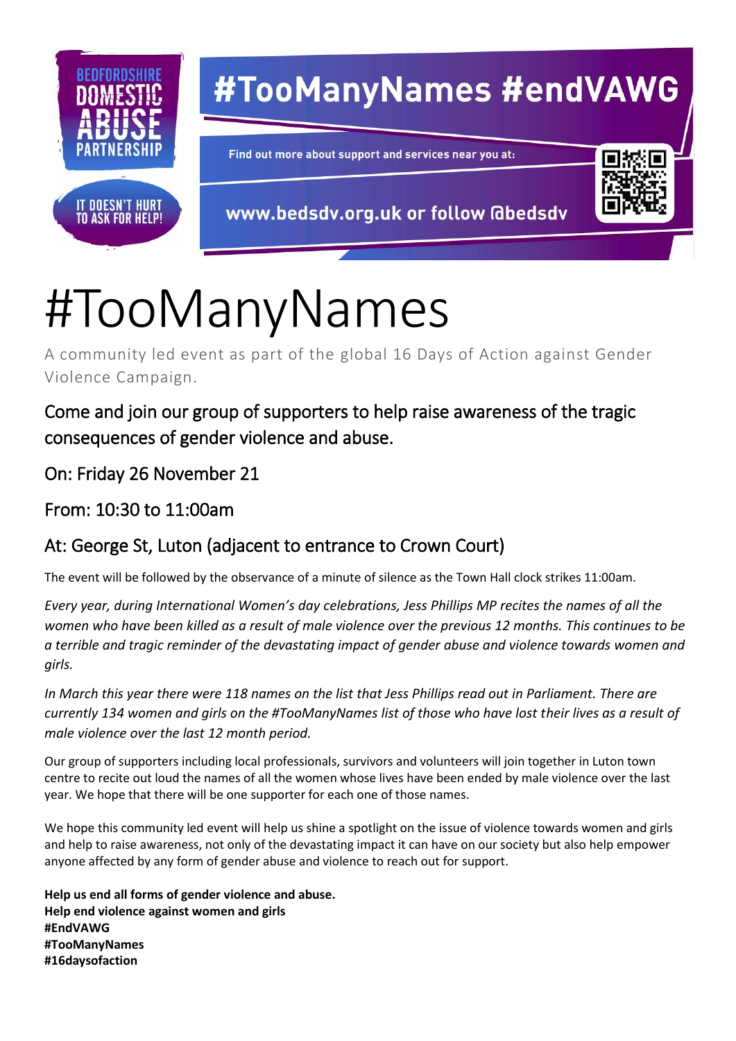BEDFORDSHIRE DOMESTIC ABUSE PARTNERSHIP

IT DOESN'T HURT TO ASK FOR HELP!

#TooManyNames #endVAWG

Find out more about support and services near you at:

www.bedsdv.org.uk or follow @bedsdv

# #TooManyNames

A community led event as part of the global 16 Days of Action against Gender Violence Campaign.

## Come and join our group of supporters to help raise awareness of the tragic consequences of gender violence and abuse.

## On: Friday 26 November 21

## From: 10:30 to 11:00am

## At: George St, Luton (adjacent to entrance to Crown Court)

The event will be followed by the observance of a minute of silence as the Town Hall clock strikes 11:00am.

*Every year, during International Women's day celebrations, Jess Phillips MP recites the names of all the women who have been killed as a result of male violence over the previous 12 months. This continues to be a terrible and tragic reminder of the devastating impact of gender abuse and violence towards women and girls.*

*In March this year there were 118 names on the list that Jess Phillips read out in Parliament. There are currently 134 women and girls on the #TooManyNames list of those who have lost their lives as a result of male violence over the last 12 month period.*

Our group of supporters including local professionals, survivors and volunteers will join together in Luton town centre to recite out loud the names of all the women whose lives have been ended by male violence over the last year. We hope that there will be one supporter for each one of those names.

We hope this community led event will help us shine a spotlight on the issue of violence towards women and girls and help to raise awareness, not only of the devastating impact it can have on our society but also help empower anyone affected by any form of gender abuse and violence to reach out for support.

**Help us end all forms of gender violence and abuse.**
**Help end violence against women and girls**
**#EndVAWG**
**#TooManyNames**
**#16daysofaction**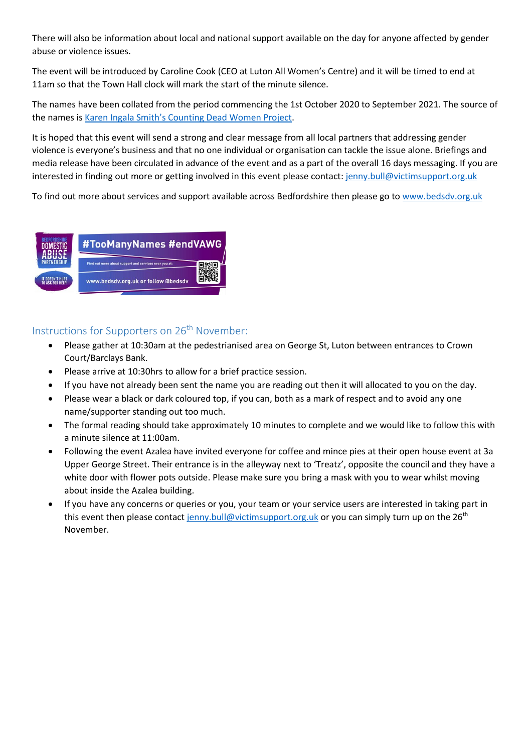There will also be information about local and national support available on the day for anyone affected by gender abuse or violence issues.

The event will be introduced by Caroline Cook (CEO at Luton All Women's Centre) and it will be timed to end at 11am so that the Town Hall clock will mark the start of the minute silence.

The names have been collated from the period commencing the 1st October 2020 to September 2021. The source of the names is Karen Ingala Smith's Counting Dead Women Project.

It is hoped that this event will send a strong and clear message from all local partners that addressing gender violence is everyone's business and that no one individual or organisation can tackle the issue alone. Briefings and media release have been circulated in advance of the event and as a part of the overall 16 days messaging. If you are interested in finding out more or getting involved in this event please contact: jenny.bull@victimsupport.org.uk

To find out more about services and support available across Bedfordshire then please go to www.bedsdv.org.uk

BEDFORDSHIRE DOMESTIC ABUSE PARTNERSHIP

IT DOESN'T HURT TO ASK FOR HELP!

#TooManyNames #endVAWG

Find out more about support and services near you at:

www.bedsdv.org.uk or follow @bedsdv

## Instructions for Supporters on 26th November:

- Please gather at 10:30am at the pedestrianised area on George St, Luton between entrances to Crown Court/Barclays Bank.
- Please arrive at 10:30hrs to allow for a brief practice session.
- If you have not already been sent the name you are reading out then it will allocated to you on the day.
- Please wear a black or dark coloured top, if you can, both as a mark of respect and to avoid any one name/supporter standing out too much.
- The formal reading should take approximately 10 minutes to complete and we would like to follow this with a minute silence at 11:00am.
- Following the event Azalea have invited everyone for coffee and mince pies at their open house event at 3a Upper George Street. Their entrance is in the alleyway next to 'Treatz', opposite the council and they have a white door with flower pots outside. Please make sure you bring a mask with you to wear whilst moving about inside the Azalea building.
- If you have any concerns or queries or you, your team or your service users are interested in taking part in this event then please contact jenny.bull@victimsupport.org.uk or you can simply turn up on the 26th November.